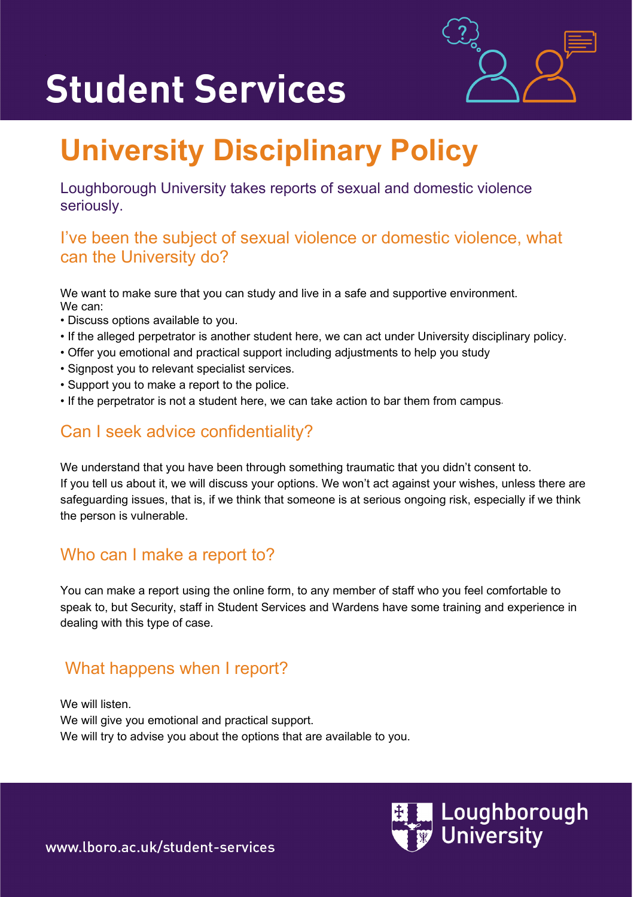# Student Services

## University Disciplinary Policy

Loughborough University takes reports of sexual and domestic violence seriously.

### I've been the subject of sexual violence or domestic violence, what can the University do?

We want to make sure that you can study and live in a safe and supportive environment.
We can:

- Discuss options available to you.
- If the alleged perpetrator is another student here, we can act under University disciplinary policy.
- Offer you emotional and practical support including adjustments to help you study
- Signpost you to relevant specialist services.
- Support you to make a report to the police.
- If the perpetrator is not a student here, we can take action to bar them from campus.

### Can I seek advice confidentiality?

We understand that you have been through something traumatic that you didn't consent to.
If you tell us about it, we will discuss your options. We won't act against your wishes, unless there are safeguarding issues, that is, if we think that someone is at serious ongoing risk, especially if we think the person is vulnerable.

### Who can I make a report to?

You can make a report using the online form, to any member of staff who you feel comfortable to speak to, but Security, staff in Student Services and Wardens have some training and experience in dealing with this type of case.

### What happens when I report?

We will listen.
We will give you emotional and practical support.
We will try to advise you about the options that are available to you.

www.lboro.ac.uk/student-services

Loughborough University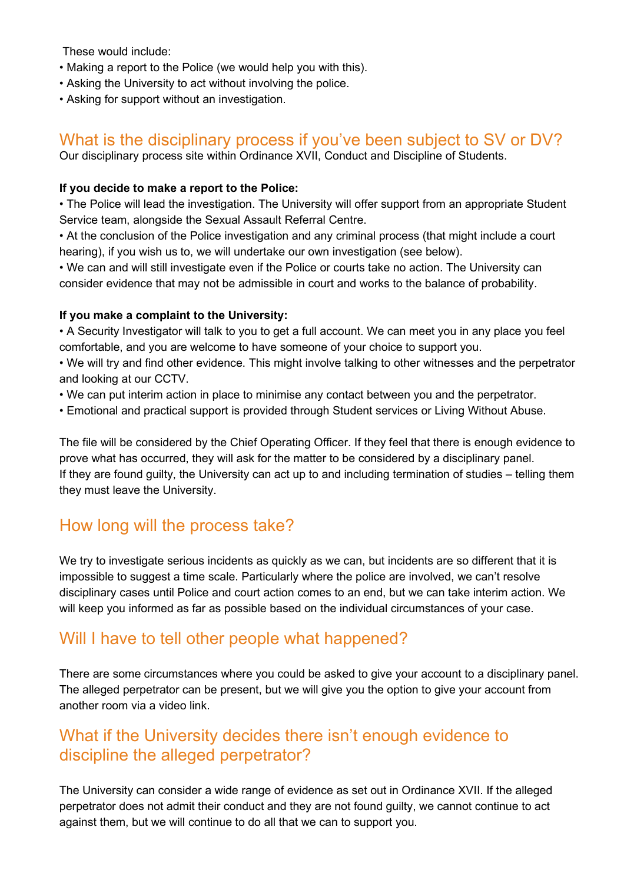These would include:

- Making a report to the Police (we would help you with this).
- Asking the University to act without involving the police.
- Asking for support without an investigation.

## What is the disciplinary process if you've been subject to SV or DV?

Our disciplinary process site within Ordinance XVII, Conduct and Discipline of Students.

**If you decide to make a report to the Police:**

- The Police will lead the investigation. The University will offer support from an appropriate Student Service team, alongside the Sexual Assault Referral Centre.
- At the conclusion of the Police investigation and any criminal process (that might include a court hearing), if you wish us to, we will undertake our own investigation (see below).
- We can and will still investigate even if the Police or courts take no action. The University can consider evidence that may not be admissible in court and works to the balance of probability.

**If you make a complaint to the University:**

- A Security Investigator will talk to you to get a full account. We can meet you in any place you feel comfortable, and you are welcome to have someone of your choice to support you.
- We will try and find other evidence. This might involve talking to other witnesses and the perpetrator and looking at our CCTV.
- We can put interim action in place to minimise any contact between you and the perpetrator.
- Emotional and practical support is provided through Student services or Living Without Abuse.

The file will be considered by the Chief Operating Officer. If they feel that there is enough evidence to prove what has occurred, they will ask for the matter to be considered by a disciplinary panel. If they are found guilty, the University can act up to and including termination of studies – telling them they must leave the University.

## How long will the process take?

We try to investigate serious incidents as quickly as we can, but incidents are so different that it is impossible to suggest a time scale. Particularly where the police are involved, we can't resolve disciplinary cases until Police and court action comes to an end, but we can take interim action. We will keep you informed as far as possible based on the individual circumstances of your case.

## Will I have to tell other people what happened?

There are some circumstances where you could be asked to give your account to a disciplinary panel. The alleged perpetrator can be present, but we will give you the option to give your account from another room via a video link.

## What if the University decides there isn't enough evidence to discipline the alleged perpetrator?

The University can consider a wide range of evidence as set out in Ordinance XVII. If the alleged perpetrator does not admit their conduct and they are not found guilty, we cannot continue to act against them, but we will continue to do all that we can to support you.